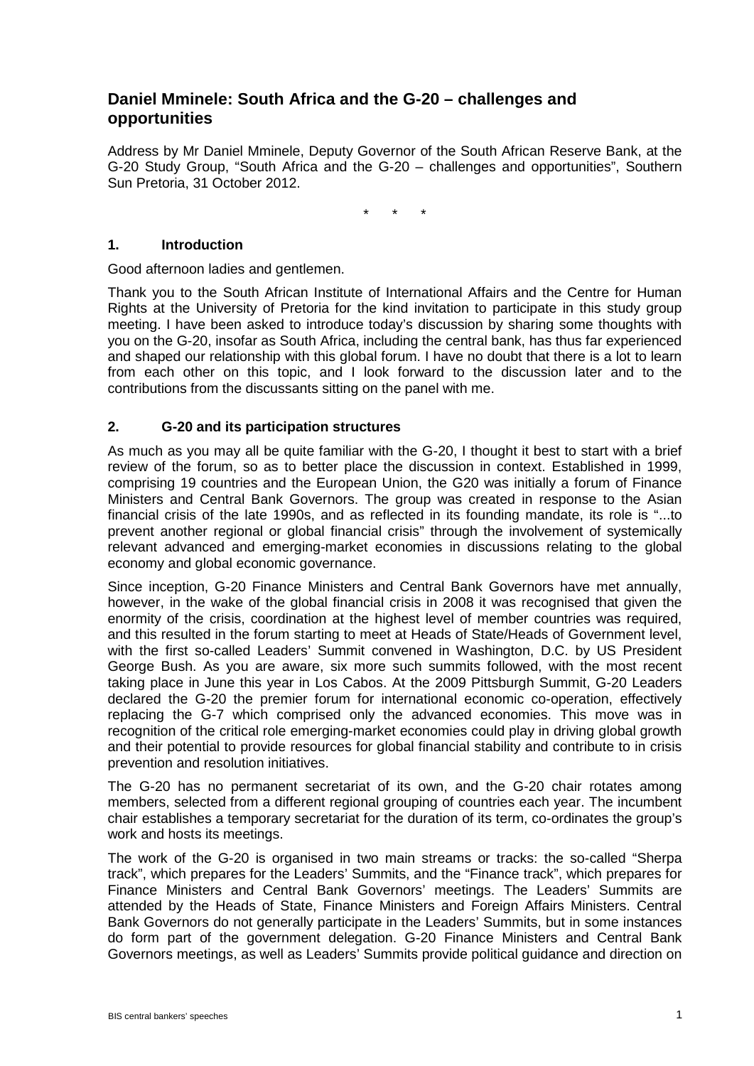# Daniel Mminele: South Africa and the G-20 – challenges and opportunities

Address by Mr Daniel Mminele, Deputy Governor of the South African Reserve Bank, at the G-20 Study Group, "South Africa and the G-20 – challenges and opportunities", Southern Sun Pretoria, 31 October 2012.

\* \* \*

## 1. Introduction

Good afternoon ladies and gentlemen.

Thank you to the South African Institute of International Affairs and the Centre for Human Rights at the University of Pretoria for the kind invitation to participate in this study group meeting. I have been asked to introduce today's discussion by sharing some thoughts with you on the G-20, insofar as South Africa, including the central bank, has thus far experienced and shaped our relationship with this global forum. I have no doubt that there is a lot to learn from each other on this topic, and I look forward to the discussion later and to the contributions from the discussants sitting on the panel with me.

## 2. G-20 and its participation structures

As much as you may all be quite familiar with the G-20, I thought it best to start with a brief review of the forum, so as to better place the discussion in context. Established in 1999, comprising 19 countries and the European Union, the G20 was initially a forum of Finance Ministers and Central Bank Governors. The group was created in response to the Asian financial crisis of the late 1990s, and as reflected in its founding mandate, its role is "...to prevent another regional or global financial crisis" through the involvement of systemically relevant advanced and emerging-market economies in discussions relating to the global economy and global economic governance.

Since inception, G-20 Finance Ministers and Central Bank Governors have met annually, however, in the wake of the global financial crisis in 2008 it was recognised that given the enormity of the crisis, coordination at the highest level of member countries was required, and this resulted in the forum starting to meet at Heads of State/Heads of Government level, with the first so-called Leaders' Summit convened in Washington, D.C. by US President George Bush. As you are aware, six more such summits followed, with the most recent taking place in June this year in Los Cabos. At the 2009 Pittsburgh Summit, G-20 Leaders declared the G-20 the premier forum for international economic co-operation, effectively replacing the G-7 which comprised only the advanced economies. This move was in recognition of the critical role emerging-market economies could play in driving global growth and their potential to provide resources for global financial stability and contribute to in crisis prevention and resolution initiatives.

The G-20 has no permanent secretariat of its own, and the G-20 chair rotates among members, selected from a different regional grouping of countries each year. The incumbent chair establishes a temporary secretariat for the duration of its term, co-ordinates the group's work and hosts its meetings.

The work of the G-20 is organised in two main streams or tracks: the so-called "Sherpa track", which prepares for the Leaders' Summits, and the "Finance track", which prepares for Finance Ministers and Central Bank Governors' meetings. The Leaders' Summits are attended by the Heads of State, Finance Ministers and Foreign Affairs Ministers. Central Bank Governors do not generally participate in the Leaders' Summits, but in some instances do form part of the government delegation. G-20 Finance Ministers and Central Bank Governors meetings, as well as Leaders' Summits provide political guidance and direction on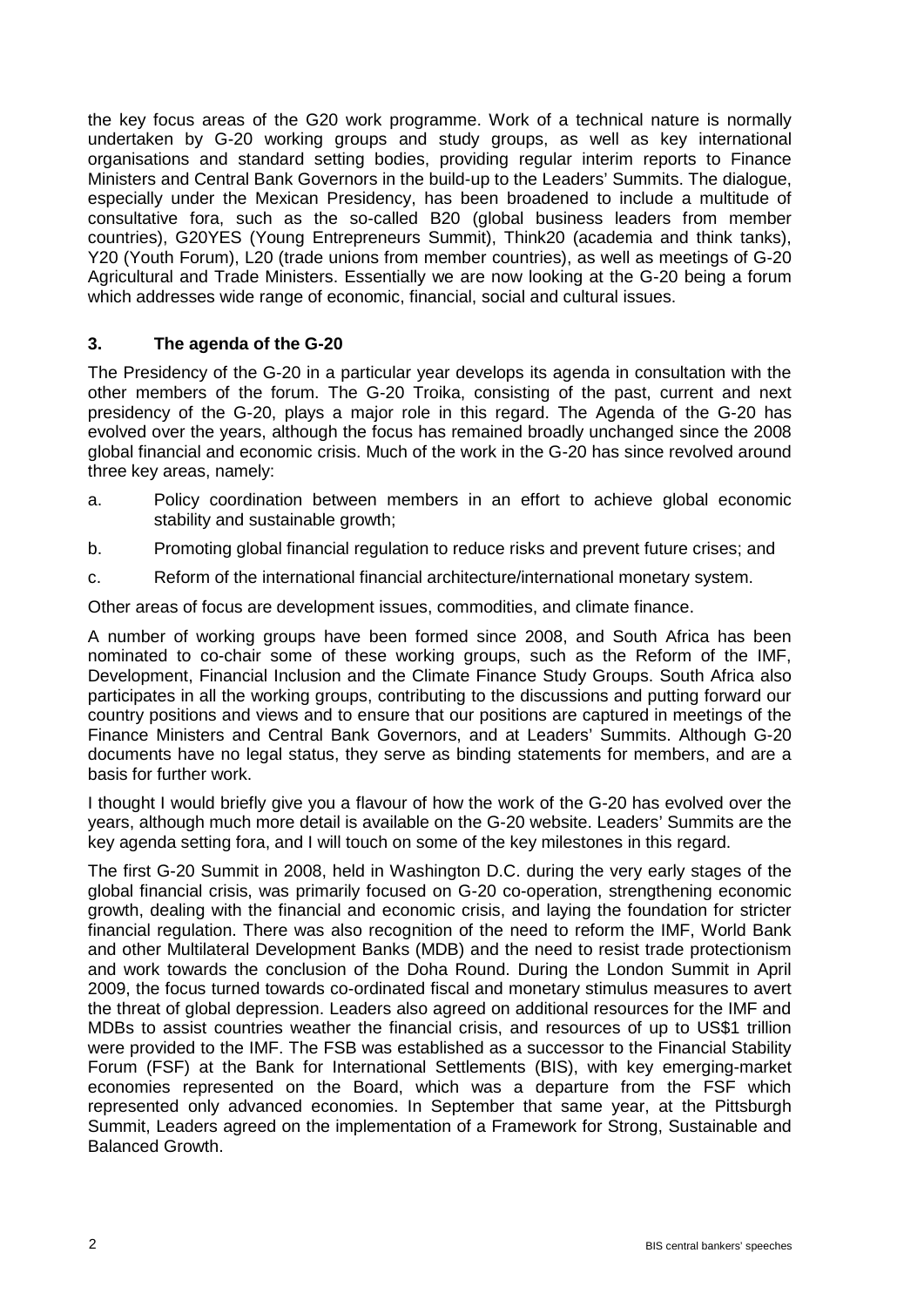the key focus areas of the G20 work programme. Work of a technical nature is normally undertaken by G-20 working groups and study groups, as well as key international organisations and standard setting bodies, providing regular interim reports to Finance Ministers and Central Bank Governors in the build-up to the Leaders' Summits. The dialogue, especially under the Mexican Presidency, has been broadened to include a multitude of consultative fora, such as the so-called B20 (global business leaders from member countries), G20YES (Young Entrepreneurs Summit), Think20 (academia and think tanks), Y20 (Youth Forum), L20 (trade unions from member countries), as well as meetings of G-20 Agricultural and Trade Ministers. Essentially we are now looking at the G-20 being a forum which addresses wide range of economic, financial, social and cultural issues.

### 3. The agenda of the G-20

The Presidency of the G-20 in a particular year develops its agenda in consultation with the other members of the forum. The G-20 Troika, consisting of the past, current and next presidency of the G-20, plays a major role in this regard. The Agenda of the G-20 has evolved over the years, although the focus has remained broadly unchanged since the 2008 global financial and economic crisis. Much of the work in the G-20 has since revolved around three key areas, namely:

a. Policy coordination between members in an effort to achieve global economic stability and sustainable growth;

b. Promoting global financial regulation to reduce risks and prevent future crises; and

c. Reform of the international financial architecture/international monetary system.

Other areas of focus are development issues, commodities, and climate finance.

A number of working groups have been formed since 2008, and South Africa has been nominated to co-chair some of these working groups, such as the Reform of the IMF, Development, Financial Inclusion and the Climate Finance Study Groups. South Africa also participates in all the working groups, contributing to the discussions and putting forward our country positions and views and to ensure that our positions are captured in meetings of the Finance Ministers and Central Bank Governors, and at Leaders' Summits. Although G-20 documents have no legal status, they serve as binding statements for members, and are a basis for further work.

I thought I would briefly give you a flavour of how the work of the G-20 has evolved over the years, although much more detail is available on the G-20 website. Leaders' Summits are the key agenda setting fora, and I will touch on some of the key milestones in this regard.

The first G-20 Summit in 2008, held in Washington D.C. during the very early stages of the global financial crisis, was primarily focused on G-20 co-operation, strengthening economic growth, dealing with the financial and economic crisis, and laying the foundation for stricter financial regulation. There was also recognition of the need to reform the IMF, World Bank and other Multilateral Development Banks (MDB) and the need to resist trade protectionism and work towards the conclusion of the Doha Round. During the London Summit in April 2009, the focus turned towards co-ordinated fiscal and monetary stimulus measures to avert the threat of global depression. Leaders also agreed on additional resources for the IMF and MDBs to assist countries weather the financial crisis, and resources of up to US$1 trillion were provided to the IMF. The FSB was established as a successor to the Financial Stability Forum (FSF) at the Bank for International Settlements (BIS), with key emerging-market economies represented on the Board, which was a departure from the FSF which represented only advanced economies. In September that same year, at the Pittsburgh Summit, Leaders agreed on the implementation of a Framework for Strong, Sustainable and Balanced Growth.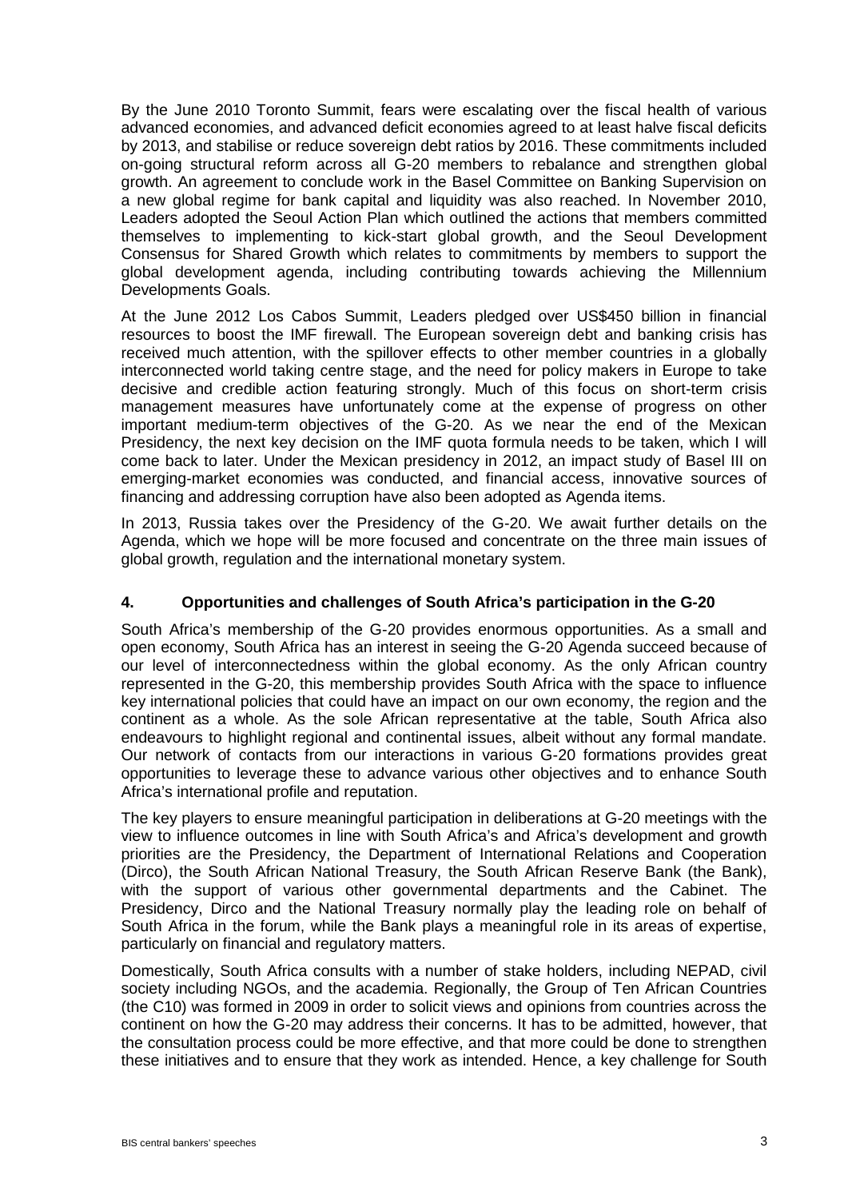By the June 2010 Toronto Summit, fears were escalating over the fiscal health of various advanced economies, and advanced deficit economies agreed to at least halve fiscal deficits by 2013, and stabilise or reduce sovereign debt ratios by 2016. These commitments included on-going structural reform across all G-20 members to rebalance and strengthen global growth. An agreement to conclude work in the Basel Committee on Banking Supervision on a new global regime for bank capital and liquidity was also reached. In November 2010, Leaders adopted the Seoul Action Plan which outlined the actions that members committed themselves to implementing to kick-start global growth, and the Seoul Development Consensus for Shared Growth which relates to commitments by members to support the global development agenda, including contributing towards achieving the Millennium Developments Goals.

At the June 2012 Los Cabos Summit, Leaders pledged over US$450 billion in financial resources to boost the IMF firewall. The European sovereign debt and banking crisis has received much attention, with the spillover effects to other member countries in a globally interconnected world taking centre stage, and the need for policy makers in Europe to take decisive and credible action featuring strongly. Much of this focus on short-term crisis management measures have unfortunately come at the expense of progress on other important medium-term objectives of the G-20. As we near the end of the Mexican Presidency, the next key decision on the IMF quota formula needs to be taken, which I will come back to later. Under the Mexican presidency in 2012, an impact study of Basel III on emerging-market economies was conducted, and financial access, innovative sources of financing and addressing corruption have also been adopted as Agenda items.

In 2013, Russia takes over the Presidency of the G-20. We await further details on the Agenda, which we hope will be more focused and concentrate on the three main issues of global growth, regulation and the international monetary system.

## 4. Opportunities and challenges of South Africa's participation in the G-20

South Africa's membership of the G-20 provides enormous opportunities. As a small and open economy, South Africa has an interest in seeing the G-20 Agenda succeed because of our level of interconnectedness within the global economy. As the only African country represented in the G-20, this membership provides South Africa with the space to influence key international policies that could have an impact on our own economy, the region and the continent as a whole. As the sole African representative at the table, South Africa also endeavours to highlight regional and continental issues, albeit without any formal mandate. Our network of contacts from our interactions in various G-20 formations provides great opportunities to leverage these to advance various other objectives and to enhance South Africa's international profile and reputation.

The key players to ensure meaningful participation in deliberations at G-20 meetings with the view to influence outcomes in line with South Africa's and Africa's development and growth priorities are the Presidency, the Department of International Relations and Cooperation (Dirco), the South African National Treasury, the South African Reserve Bank (the Bank), with the support of various other governmental departments and the Cabinet. The Presidency, Dirco and the National Treasury normally play the leading role on behalf of South Africa in the forum, while the Bank plays a meaningful role in its areas of expertise, particularly on financial and regulatory matters.

Domestically, South Africa consults with a number of stake holders, including NEPAD, civil society including NGOs, and the academia. Regionally, the Group of Ten African Countries (the C10) was formed in 2009 in order to solicit views and opinions from countries across the continent on how the G-20 may address their concerns. It has to be admitted, however, that the consultation process could be more effective, and that more could be done to strengthen these initiatives and to ensure that they work as intended. Hence, a key challenge for South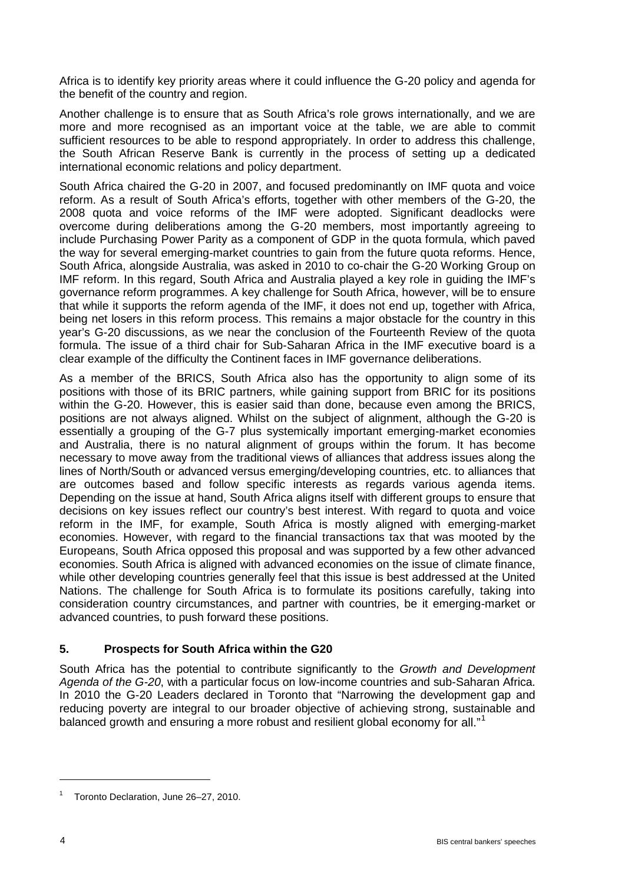Africa is to identify key priority areas where it could influence the G-20 policy and agenda for the benefit of the country and region.

Another challenge is to ensure that as South Africa's role grows internationally, and we are more and more recognised as an important voice at the table, we are able to commit sufficient resources to be able to respond appropriately. In order to address this challenge, the South African Reserve Bank is currently in the process of setting up a dedicated international economic relations and policy department.

South Africa chaired the G-20 in 2007, and focused predominantly on IMF quota and voice reform. As a result of South Africa's efforts, together with other members of the G-20, the 2008 quota and voice reforms of the IMF were adopted. Significant deadlocks were overcome during deliberations among the G-20 members, most importantly agreeing to include Purchasing Power Parity as a component of GDP in the quota formula, which paved the way for several emerging-market countries to gain from the future quota reforms. Hence, South Africa, alongside Australia, was asked in 2010 to co-chair the G-20 Working Group on IMF reform. In this regard, South Africa and Australia played a key role in guiding the IMF's governance reform programmes. A key challenge for South Africa, however, will be to ensure that while it supports the reform agenda of the IMF, it does not end up, together with Africa, being net losers in this reform process. This remains a major obstacle for the country in this year's G-20 discussions, as we near the conclusion of the Fourteenth Review of the quota formula. The issue of a third chair for Sub-Saharan Africa in the IMF executive board is a clear example of the difficulty the Continent faces in IMF governance deliberations.

As a member of the BRICS, South Africa also has the opportunity to align some of its positions with those of its BRIC partners, while gaining support from BRIC for its positions within the G-20. However, this is easier said than done, because even among the BRICS, positions are not always aligned. Whilst on the subject of alignment, although the G-20 is essentially a grouping of the G-7 plus systemically important emerging-market economies and Australia, there is no natural alignment of groups within the forum. It has become necessary to move away from the traditional views of alliances that address issues along the lines of North/South or advanced versus emerging/developing countries, etc. to alliances that are outcomes based and follow specific interests as regards various agenda items. Depending on the issue at hand, South Africa aligns itself with different groups to ensure that decisions on key issues reflect our country's best interest. With regard to quota and voice reform in the IMF, for example, South Africa is mostly aligned with emerging-market economies. However, with regard to the financial transactions tax that was mooted by the Europeans, South Africa opposed this proposal and was supported by a few other advanced economies. South Africa is aligned with advanced economies on the issue of climate finance, while other developing countries generally feel that this issue is best addressed at the United Nations. The challenge for South Africa is to formulate its positions carefully, taking into consideration country circumstances, and partner with countries, be it emerging-market or advanced countries, to push forward these positions.

## 5. Prospects for South Africa within the G20

South Africa has the potential to contribute significantly to the *Growth and Development Agenda of the G-20*, with a particular focus on low-income countries and sub-Saharan Africa. In 2010 the G-20 Leaders declared in Toronto that "Narrowing the development gap and reducing poverty are integral to our broader objective of achieving strong, sustainable and balanced growth and ensuring a more robust and resilient global economy for all."[1]

[1] Toronto Declaration, June 26–27, 2010.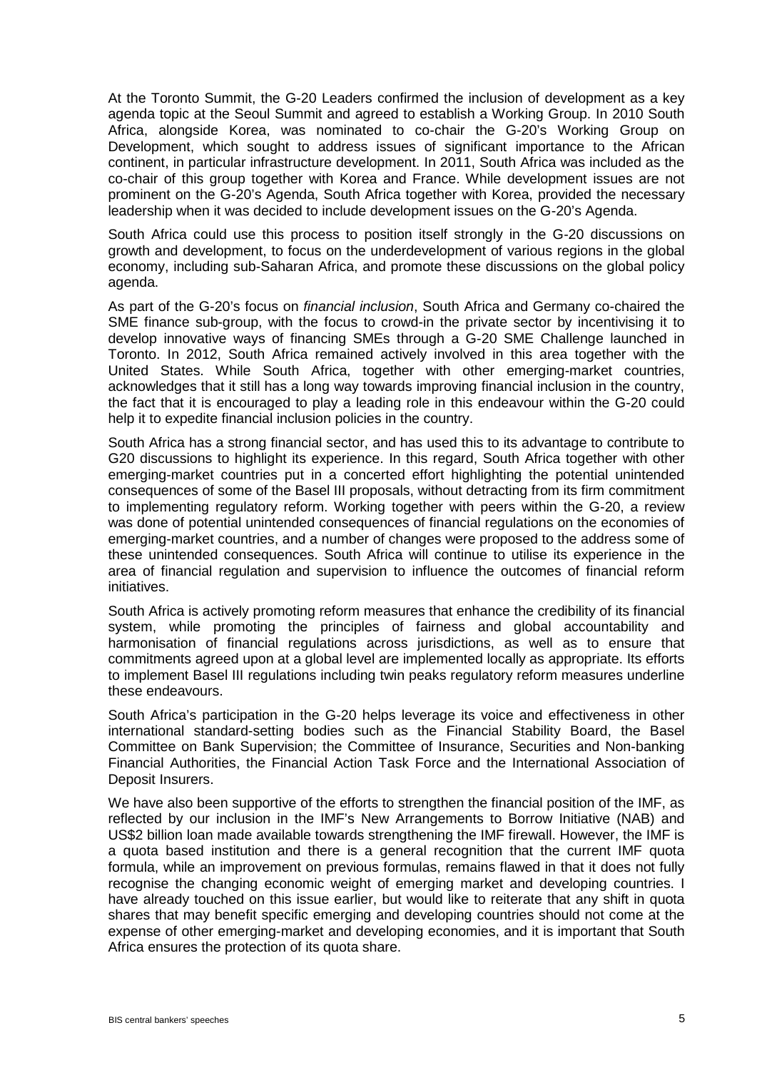At the Toronto Summit, the G-20 Leaders confirmed the inclusion of development as a key agenda topic at the Seoul Summit and agreed to establish a Working Group. In 2010 South Africa, alongside Korea, was nominated to co-chair the G-20's Working Group on Development, which sought to address issues of significant importance to the African continent, in particular infrastructure development. In 2011, South Africa was included as the co-chair of this group together with Korea and France. While development issues are not prominent on the G-20's Agenda, South Africa together with Korea, provided the necessary leadership when it was decided to include development issues on the G-20's Agenda.

South Africa could use this process to position itself strongly in the G-20 discussions on growth and development, to focus on the underdevelopment of various regions in the global economy, including sub-Saharan Africa, and promote these discussions on the global policy agenda.

As part of the G-20's focus on *financial inclusion*, South Africa and Germany co-chaired the SME finance sub-group, with the focus to crowd-in the private sector by incentivising it to develop innovative ways of financing SMEs through a G-20 SME Challenge launched in Toronto. In 2012, South Africa remained actively involved in this area together with the United States. While South Africa, together with other emerging-market countries, acknowledges that it still has a long way towards improving financial inclusion in the country, the fact that it is encouraged to play a leading role in this endeavour within the G-20 could help it to expedite financial inclusion policies in the country.

South Africa has a strong financial sector, and has used this to its advantage to contribute to G20 discussions to highlight its experience. In this regard, South Africa together with other emerging-market countries put in a concerted effort highlighting the potential unintended consequences of some of the Basel III proposals, without detracting from its firm commitment to implementing regulatory reform. Working together with peers within the G-20, a review was done of potential unintended consequences of financial regulations on the economies of emerging-market countries, and a number of changes were proposed to the address some of these unintended consequences. South Africa will continue to utilise its experience in the area of financial regulation and supervision to influence the outcomes of financial reform initiatives.

South Africa is actively promoting reform measures that enhance the credibility of its financial system, while promoting the principles of fairness and global accountability and harmonisation of financial regulations across jurisdictions, as well as to ensure that commitments agreed upon at a global level are implemented locally as appropriate. Its efforts to implement Basel III regulations including twin peaks regulatory reform measures underline these endeavours.

South Africa's participation in the G-20 helps leverage its voice and effectiveness in other international standard-setting bodies such as the Financial Stability Board, the Basel Committee on Bank Supervision; the Committee of Insurance, Securities and Non-banking Financial Authorities, the Financial Action Task Force and the International Association of Deposit Insurers.

We have also been supportive of the efforts to strengthen the financial position of the IMF, as reflected by our inclusion in the IMF's New Arrangements to Borrow Initiative (NAB) and US$2 billion loan made available towards strengthening the IMF firewall. However, the IMF is a quota based institution and there is a general recognition that the current IMF quota formula, while an improvement on previous formulas, remains flawed in that it does not fully recognise the changing economic weight of emerging market and developing countries. I have already touched on this issue earlier, but would like to reiterate that any shift in quota shares that may benefit specific emerging and developing countries should not come at the expense of other emerging-market and developing economies, and it is important that South Africa ensures the protection of its quota share.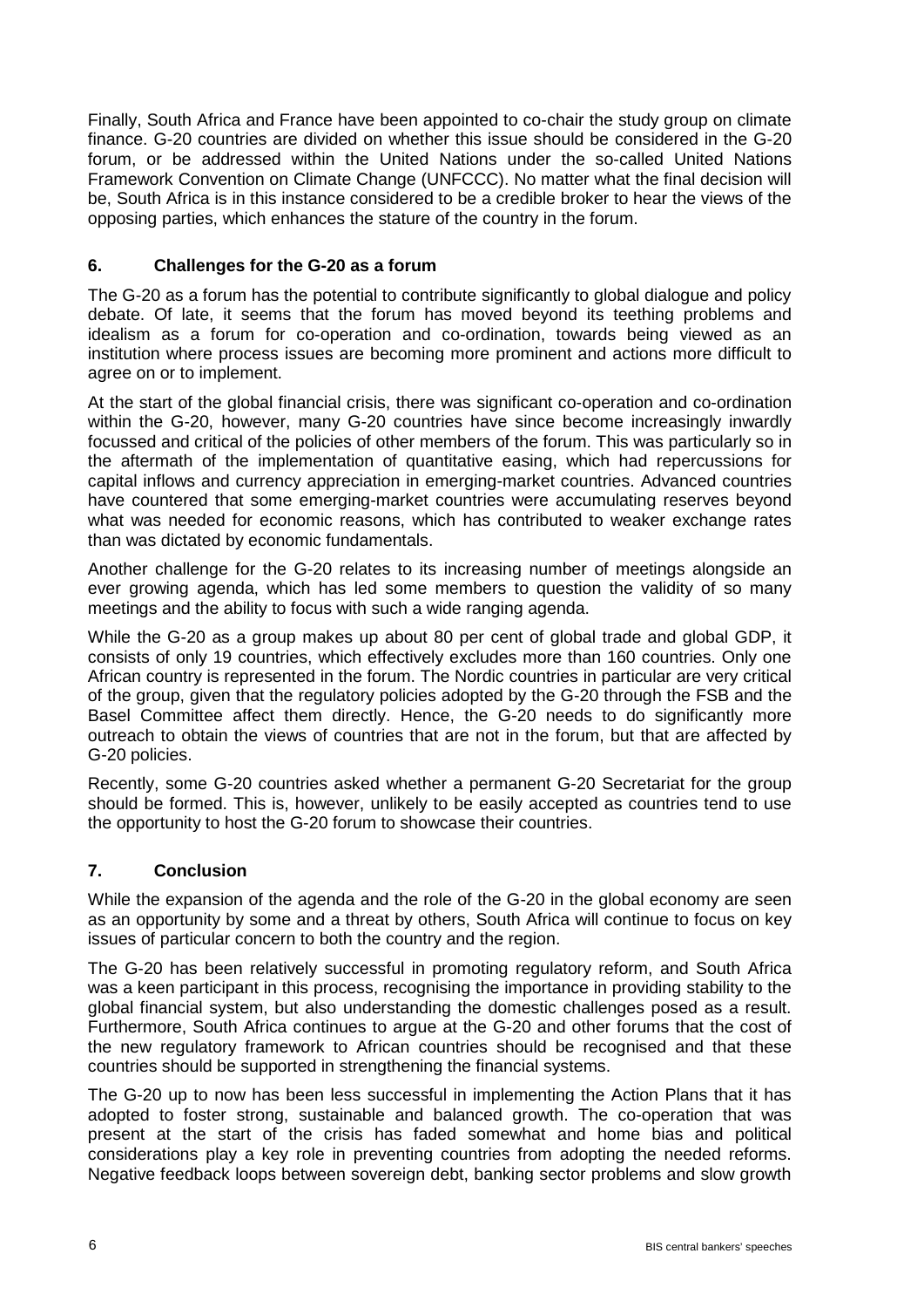Finally, South Africa and France have been appointed to co-chair the study group on climate finance. G-20 countries are divided on whether this issue should be considered in the G-20 forum, or be addressed within the United Nations under the so-called United Nations Framework Convention on Climate Change (UNFCCC). No matter what the final decision will be, South Africa is in this instance considered to be a credible broker to hear the views of the opposing parties, which enhances the stature of the country in the forum.

## 6. Challenges for the G-20 as a forum

The G-20 as a forum has the potential to contribute significantly to global dialogue and policy debate. Of late, it seems that the forum has moved beyond its teething problems and idealism as a forum for co-operation and co-ordination, towards being viewed as an institution where process issues are becoming more prominent and actions more difficult to agree on or to implement.

At the start of the global financial crisis, there was significant co-operation and co-ordination within the G-20, however, many G-20 countries have since become increasingly inwardly focussed and critical of the policies of other members of the forum. This was particularly so in the aftermath of the implementation of quantitative easing, which had repercussions for capital inflows and currency appreciation in emerging-market countries. Advanced countries have countered that some emerging-market countries were accumulating reserves beyond what was needed for economic reasons, which has contributed to weaker exchange rates than was dictated by economic fundamentals.

Another challenge for the G-20 relates to its increasing number of meetings alongside an ever growing agenda, which has led some members to question the validity of so many meetings and the ability to focus with such a wide ranging agenda.

While the G-20 as a group makes up about 80 per cent of global trade and global GDP, it consists of only 19 countries, which effectively excludes more than 160 countries. Only one African country is represented in the forum. The Nordic countries in particular are very critical of the group, given that the regulatory policies adopted by the G-20 through the FSB and the Basel Committee affect them directly. Hence, the G-20 needs to do significantly more outreach to obtain the views of countries that are not in the forum, but that are affected by G-20 policies.

Recently, some G-20 countries asked whether a permanent G-20 Secretariat for the group should be formed. This is, however, unlikely to be easily accepted as countries tend to use the opportunity to host the G-20 forum to showcase their countries.

## 7. Conclusion

While the expansion of the agenda and the role of the G-20 in the global economy are seen as an opportunity by some and a threat by others, South Africa will continue to focus on key issues of particular concern to both the country and the region.

The G-20 has been relatively successful in promoting regulatory reform, and South Africa was a keen participant in this process, recognising the importance in providing stability to the global financial system, but also understanding the domestic challenges posed as a result. Furthermore, South Africa continues to argue at the G-20 and other forums that the cost of the new regulatory framework to African countries should be recognised and that these countries should be supported in strengthening the financial systems.

The G-20 up to now has been less successful in implementing the Action Plans that it has adopted to foster strong, sustainable and balanced growth. The co-operation that was present at the start of the crisis has faded somewhat and home bias and political considerations play a key role in preventing countries from adopting the needed reforms. Negative feedback loops between sovereign debt, banking sector problems and slow growth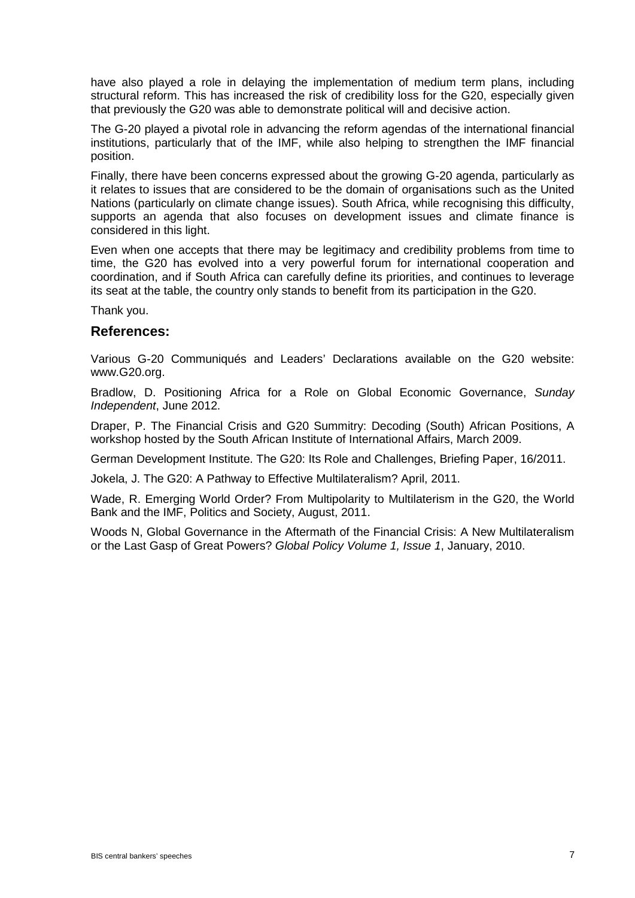have also played a role in delaying the implementation of medium term plans, including structural reform. This has increased the risk of credibility loss for the G20, especially given that previously the G20 was able to demonstrate political will and decisive action.

The G-20 played a pivotal role in advancing the reform agendas of the international financial institutions, particularly that of the IMF, while also helping to strengthen the IMF financial position.

Finally, there have been concerns expressed about the growing G-20 agenda, particularly as it relates to issues that are considered to be the domain of organisations such as the United Nations (particularly on climate change issues). South Africa, while recognising this difficulty, supports an agenda that also focuses on development issues and climate finance is considered in this light.

Even when one accepts that there may be legitimacy and credibility problems from time to time, the G20 has evolved into a very powerful forum for international cooperation and coordination, and if South Africa can carefully define its priorities, and continues to leverage its seat at the table, the country only stands to benefit from its participation in the G20.

Thank you.

## References:

Various G-20 Communiqués and Leaders' Declarations available on the G20 website: www.G20.org.

Bradlow, D. Positioning Africa for a Role on Global Economic Governance, *Sunday Independent*, June 2012.

Draper, P. The Financial Crisis and G20 Summitry: Decoding (South) African Positions, A workshop hosted by the South African Institute of International Affairs, March 2009.

German Development Institute. The G20: Its Role and Challenges, Briefing Paper, 16/2011.

Jokela, J. The G20: A Pathway to Effective Multilateralism? April, 2011.

Wade, R. Emerging World Order? From Multipolarity to Multilaterism in the G20, the World Bank and the IMF, Politics and Society, August, 2011.

Woods N, Global Governance in the Aftermath of the Financial Crisis: A New Multilateralism or the Last Gasp of Great Powers? *Global Policy Volume 1, Issue 1*, January, 2010.